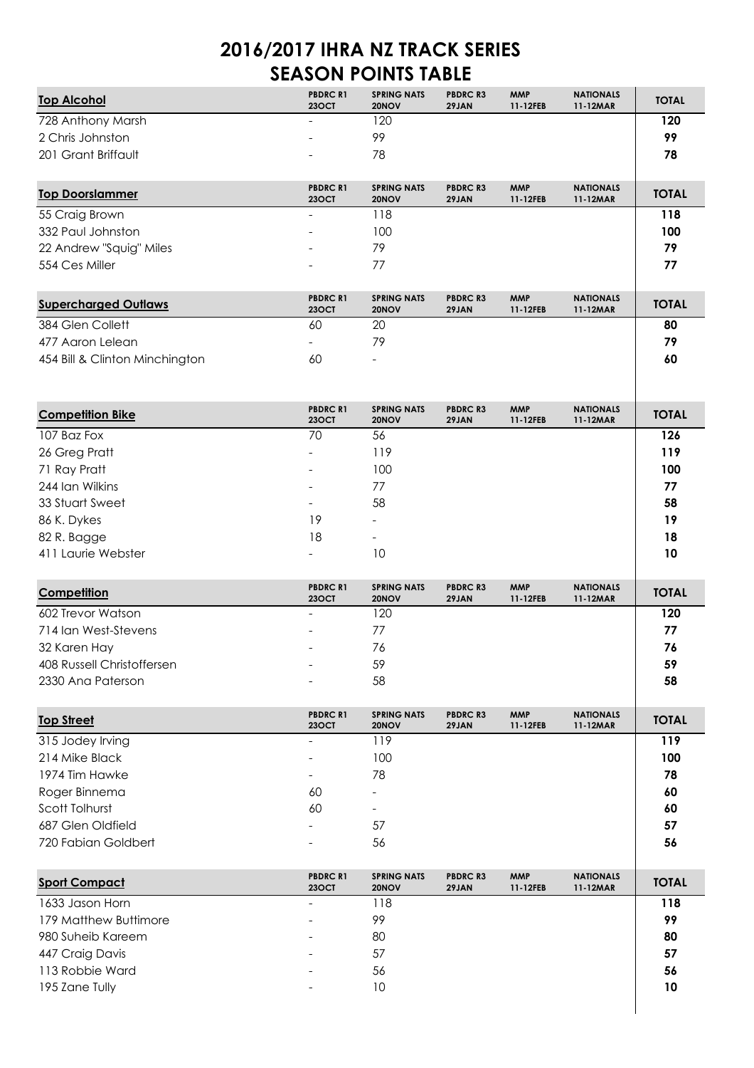# 2016/2017 IHRA NZ TRACK SERIES
## SEASON POINTS TABLE

| Top Alcohol | PBDRC R1 23OCT | SPRING NATS 20NOV | PBDRC R3 29JAN | MMP 11-12FEB | NATIONALS 11-12MAR | TOTAL |
|---|---|---|---|---|---|---|
| 728 Anthony Marsh | - | 120 | | | | **120** |
| 2 Chris Johnston | - | 99 | | | | **99** |
| 201 Grant Briffault | - | 78 | | | | **78** |

| Top Doorslammer | PBDRC R1 23OCT | SPRING NATS 20NOV | PBDRC R3 29JAN | MMP 11-12FEB | NATIONALS 11-12MAR | TOTAL |
|---|---|---|---|---|---|---|
| 55 Craig Brown | - | 118 | | | | **118** |
| 332 Paul Johnston | - | 100 | | | | **100** |
| 22 Andrew "Squig" Miles | - | 79 | | | | **79** |
| 554 Ces Miller | - | 77 | | | | **77** |

| Supercharged Outlaws | PBDRC R1 23OCT | SPRING NATS 20NOV | PBDRC R3 29JAN | MMP 11-12FEB | NATIONALS 11-12MAR | TOTAL |
|---|---|---|---|---|---|---|
| 384 Glen Collett | 60 | 20 | | | | **80** |
| 477 Aaron Lelean | - | 79 | | | | **79** |
| 454 Bill & Clinton Minchington | 60 | - | | | | **60** |

| Competition Bike | PBDRC R1 23OCT | SPRING NATS 20NOV | PBDRC R3 29JAN | MMP 11-12FEB | NATIONALS 11-12MAR | TOTAL |
|---|---|---|---|---|---|---|
| 107 Baz Fox | 70 | 56 | | | | **126** |
| 26 Greg Pratt | - | 119 | | | | **119** |
| 71 Ray Pratt | - | 100 | | | | **100** |
| 244 Ian Wilkins | - | 77 | | | | **77** |
| 33 Stuart Sweet | - | 58 | | | | **58** |
| 86 K. Dykes | 19 | - | | | | **19** |
| 82 R. Bagge | 18 | - | | | | **18** |
| 411 Laurie Webster | - | 10 | | | | **10** |

| Competition | PBDRC R1 23OCT | SPRING NATS 20NOV | PBDRC R3 29JAN | MMP 11-12FEB | NATIONALS 11-12MAR | TOTAL |
|---|---|---|---|---|---|---|
| 602 Trevor Watson | - | 120 | | | | **120** |
| 714 Ian West-Stevens | - | 77 | | | | **77** |
| 32 Karen Hay | - | 76 | | | | **76** |
| 408 Russell Christoffersen | - | 59 | | | | **59** |
| 2330 Ana Paterson | - | 58 | | | | **58** |

| Top Street | PBDRC R1 23OCT | SPRING NATS 20NOV | PBDRC R3 29JAN | MMP 11-12FEB | NATIONALS 11-12MAR | TOTAL |
|---|---|---|---|---|---|---|
| 315 Jodey Irving | - | 119 | | | | **119** |
| 214 Mike Black | - | 100 | | | | **100** |
| 1974 Tim Hawke | - | 78 | | | | **78** |
| Roger Binnema | 60 | - | | | | **60** |
| Scott Tolhurst | 60 | - | | | | **60** |
| 687 Glen Oldfield | - | 57 | | | | **57** |
| 720 Fabian Goldbert | - | 56 | | | | **56** |

| Sport Compact | PBDRC R1 23OCT | SPRING NATS 20NOV | PBDRC R3 29JAN | MMP 11-12FEB | NATIONALS 11-12MAR | TOTAL |
|---|---|---|---|---|---|---|
| 1633 Jason Horn | - | 118 | | | | **118** |
| 179 Matthew Buttimore | - | 99 | | | | **99** |
| 980 Suheib Kareem | - | 80 | | | | **80** |
| 447 Craig Davis | - | 57 | | | | **57** |
| 113 Robbie Ward | - | 56 | | | | **56** |
| 195 Zane Tully | - | 10 | | | | **10** |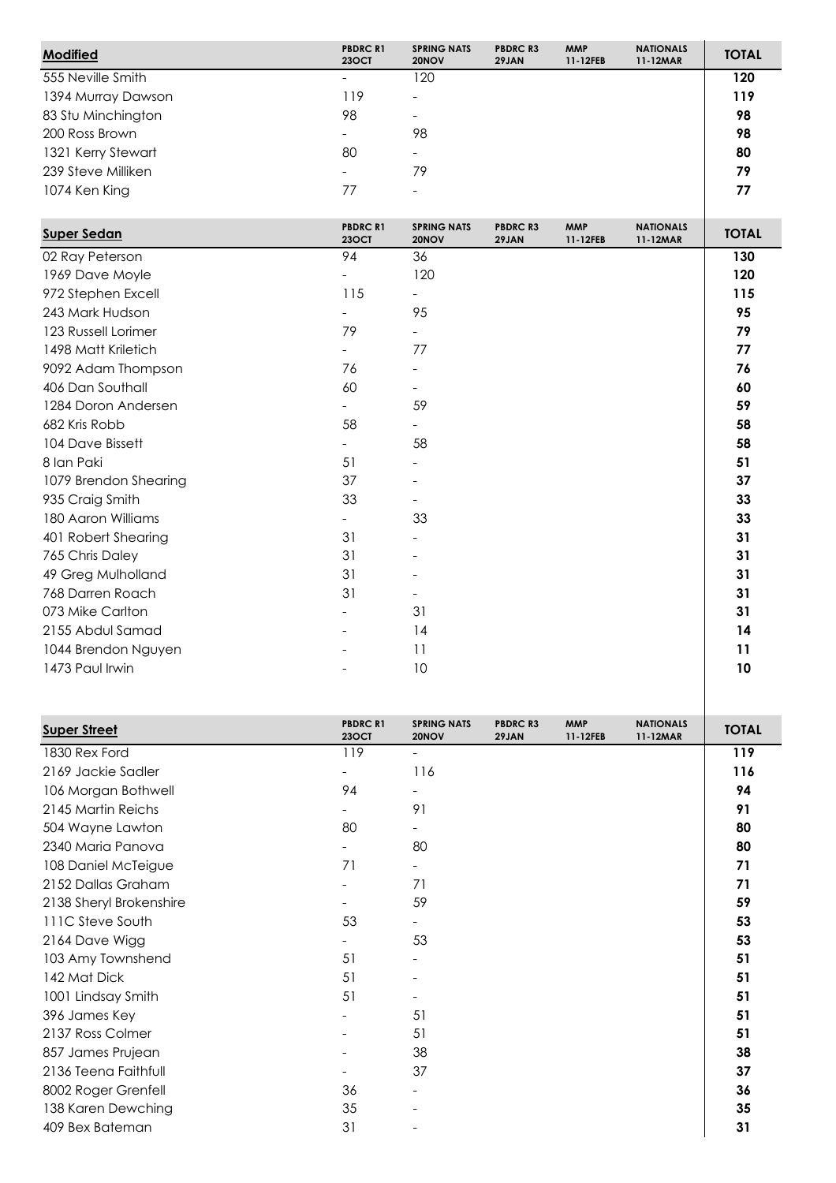| Modified | PBDRC R1 23OCT | SPRING NATS 20NOV | PBDRC R3 29JAN | MMP 11-12FEB | NATIONALS 11-12MAR | TOTAL |
|---|---|---|---|---|---|---|
| 555 Neville Smith | - | 120 | | | | **120** |
| 1394 Murray Dawson | 119 | - | | | | **119** |
| 83 Stu Minchington | 98 | - | | | | **98** |
| 200 Ross Brown | - | 98 | | | | **98** |
| 1321 Kerry Stewart | 80 | - | | | | **80** |
| 239 Steve Milliken | - | 79 | | | | **79** |
| 1074 Ken King | 77 | - | | | | **77** |

| Super Sedan | PBDRC R1 23OCT | SPRING NATS 20NOV | PBDRC R3 29JAN | MMP 11-12FEB | NATIONALS 11-12MAR | TOTAL |
|---|---|---|---|---|---|---|
| 02 Ray Peterson | 94 | 36 | | | | **130** |
| 1969 Dave Moyle | - | 120 | | | | **120** |
| 972 Stephen Excell | 115 | - | | | | **115** |
| 243 Mark Hudson | - | 95 | | | | **95** |
| 123 Russell Lorimer | 79 | - | | | | **79** |
| 1498 Matt Kriletich | - | 77 | | | | **77** |
| 9092 Adam Thompson | 76 | - | | | | **76** |
| 406 Dan Southall | 60 | - | | | | **60** |
| 1284 Doron Andersen | - | 59 | | | | **59** |
| 682 Kris Robb | 58 | - | | | | **58** |
| 104 Dave Bissett | - | 58 | | | | **58** |
| 8 Ian Paki | 51 | - | | | | **51** |
| 1079 Brendon Shearing | 37 | - | | | | **37** |
| 935 Craig Smith | 33 | - | | | | **33** |
| 180 Aaron Williams | - | 33 | | | | **33** |
| 401 Robert Shearing | 31 | - | | | | **31** |
| 765 Chris Daley | 31 | - | | | | **31** |
| 49 Greg Mulholland | 31 | - | | | | **31** |
| 768 Darren Roach | 31 | - | | | | **31** |
| 073 Mike Carlton | - | 31 | | | | **31** |
| 2155 Abdul Samad | - | 14 | | | | **14** |
| 1044 Brendon Nguyen | - | 11 | | | | **11** |
| 1473 Paul Irwin | - | 10 | | | | **10** |

| Super Street | PBDRC R1 23OCT | SPRING NATS 20NOV | PBDRC R3 29JAN | MMP 11-12FEB | NATIONALS 11-12MAR | TOTAL |
|---|---|---|---|---|---|---|
| 1830 Rex Ford | 119 | - | | | | **119** |
| 2169 Jackie Sadler | - | 116 | | | | **116** |
| 106 Morgan Bothwell | 94 | - | | | | **94** |
| 2145 Martin Reichs | - | 91 | | | | **91** |
| 504 Wayne Lawton | 80 | - | | | | **80** |
| 2340 Maria Panova | - | 80 | | | | **80** |
| 108 Daniel McTeigue | 71 | - | | | | **71** |
| 2152 Dallas Graham | - | 71 | | | | **71** |
| 2138 Sheryl Brokenshire | - | 59 | | | | **59** |
| 111C Steve South | 53 | - | | | | **53** |
| 2164 Dave Wigg | - | 53 | | | | **53** |
| 103 Amy Townshend | 51 | - | | | | **51** |
| 142 Mat Dick | 51 | - | | | | **51** |
| 1001 Lindsay Smith | 51 | - | | | | **51** |
| 396 James Key | - | 51 | | | | **51** |
| 2137 Ross Colmer | - | 51 | | | | **51** |
| 857 James Prujean | - | 38 | | | | **38** |
| 2136 Teena Faithfull | - | 37 | | | | **37** |
| 8002 Roger Grenfell | 36 | - | | | | **36** |
| 138 Karen Dewching | 35 | - | | | | **35** |
| 409 Bex Bateman | 31 | - | | | | **31** |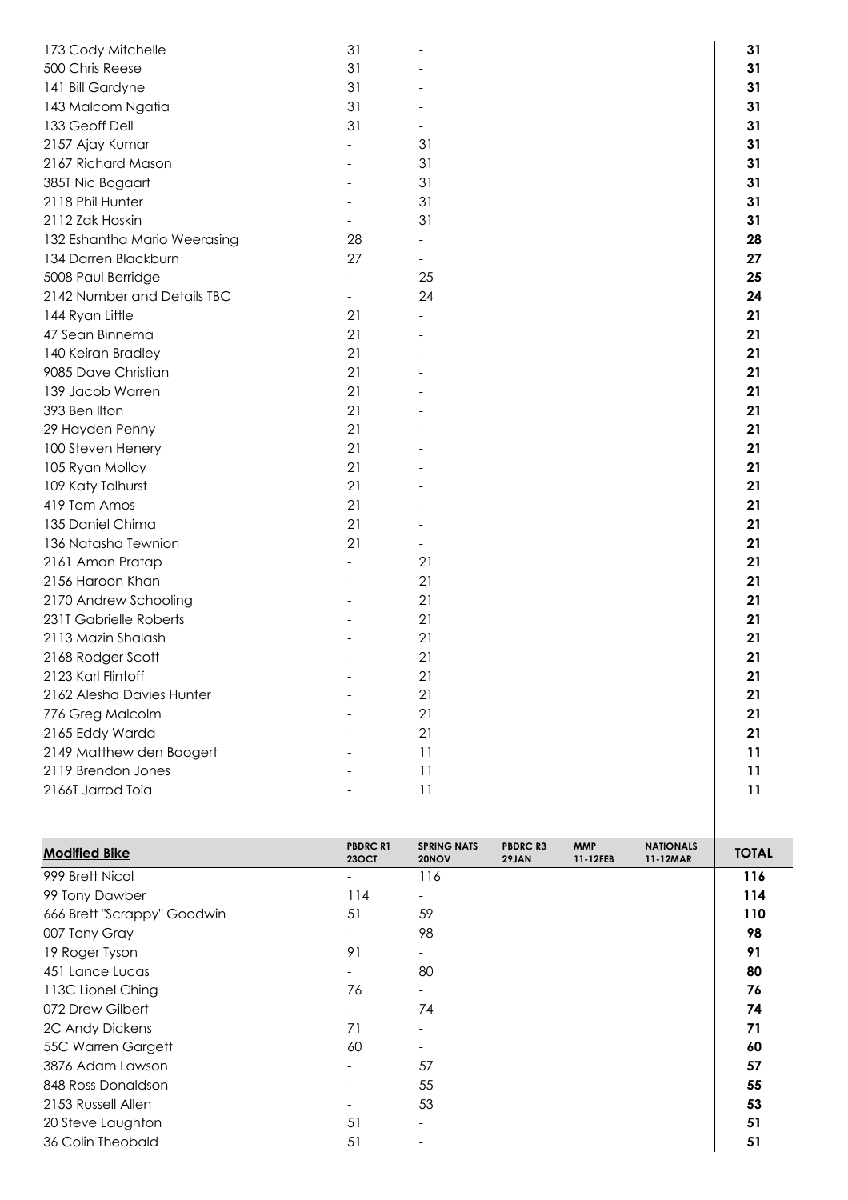| | PBDRC R1 23OCT | SPRING NATS 20NOV | PBDRC R3 29JAN | MMP 11-12FEB | NATIONALS 11-12MAR | TOTAL |
|---|---|---|---|---|---|---|
| 173 Cody Mitchelle | 31 | - | | | | **31** |
| 500 Chris Reese | 31 | - | | | | **31** |
| 141 Bill Gardyne | 31 | - | | | | **31** |
| 143 Malcom Ngatia | 31 | - | | | | **31** |
| 133 Geoff Dell | 31 | - | | | | **31** |
| 2157 Ajay Kumar | - | 31 | | | | **31** |
| 2167 Richard Mason | - | 31 | | | | **31** |
| 385T Nic Bogaart | - | 31 | | | | **31** |
| 2118 Phil Hunter | - | 31 | | | | **31** |
| 2112 Zak Hoskin | - | 31 | | | | **31** |
| 132 Eshantha Mario Weerasing | 28 | - | | | | **28** |
| 134 Darren Blackburn | 27 | - | | | | **27** |
| 5008 Paul Berridge | - | 25 | | | | **25** |
| 2142 Number and Details TBC | - | 24 | | | | **24** |
| 144 Ryan Little | 21 | - | | | | **21** |
| 47 Sean Binnema | 21 | - | | | | **21** |
| 140 Keiran Bradley | 21 | - | | | | **21** |
| 9085 Dave Christian | 21 | - | | | | **21** |
| 139 Jacob Warren | 21 | - | | | | **21** |
| 393 Ben Ilton | 21 | - | | | | **21** |
| 29 Hayden Penny | 21 | - | | | | **21** |
| 100 Steven Henery | 21 | - | | | | **21** |
| 105 Ryan Molloy | 21 | - | | | | **21** |
| 109 Katy Tolhurst | 21 | - | | | | **21** |
| 419 Tom Amos | 21 | - | | | | **21** |
| 135 Daniel Chima | 21 | - | | | | **21** |
| 136 Natasha Tewnion | 21 | - | | | | **21** |
| 2161 Aman Pratap | - | 21 | | | | **21** |
| 2156 Haroon Khan | - | 21 | | | | **21** |
| 2170 Andrew Schooling | - | 21 | | | | **21** |
| 231T Gabrielle Roberts | - | 21 | | | | **21** |
| 2113 Mazin Shalash | - | 21 | | | | **21** |
| 2168 Rodger Scott | - | 21 | | | | **21** |
| 2123 Karl Flintoff | - | 21 | | | | **21** |
| 2162 Alesha Davies Hunter | - | 21 | | | | **21** |
| 776 Greg Malcolm | - | 21 | | | | **21** |
| 2165 Eddy Warda | - | 21 | | | | **21** |
| 2149 Matthew den Boogert | - | 11 | | | | **11** |
| 2119 Brendon Jones | - | 11 | | | | **11** |
| 2166T Jarrod Toia | - | 11 | | | | **11** |

| **Modified Bike** | PBDRC R1 23OCT | SPRING NATS 20NOV | PBDRC R3 29JAN | MMP 11-12FEB | NATIONALS 11-12MAR | TOTAL |
|---|---|---|---|---|---|---|
| 999 Brett Nicol | - | 116 | | | | **116** |
| 99 Tony Dawber | 114 | - | | | | **114** |
| 666 Brett "Scrappy" Goodwin | 51 | 59 | | | | **110** |
| 007 Tony Gray | - | 98 | | | | **98** |
| 19 Roger Tyson | 91 | - | | | | **91** |
| 451 Lance Lucas | - | 80 | | | | **80** |
| 113C Lionel Ching | 76 | - | | | | **76** |
| 072 Drew Gilbert | - | 74 | | | | **74** |
| 2C Andy Dickens | 71 | - | | | | **71** |
| 55C Warren Gargett | 60 | - | | | | **60** |
| 3876 Adam Lawson | - | 57 | | | | **57** |
| 848 Ross Donaldson | - | 55 | | | | **55** |
| 2153 Russell Allen | - | 53 | | | | **53** |
| 20 Steve Laughton | 51 | - | | | | **51** |
| 36 Colin Theobald | 51 | - | | | | **51** |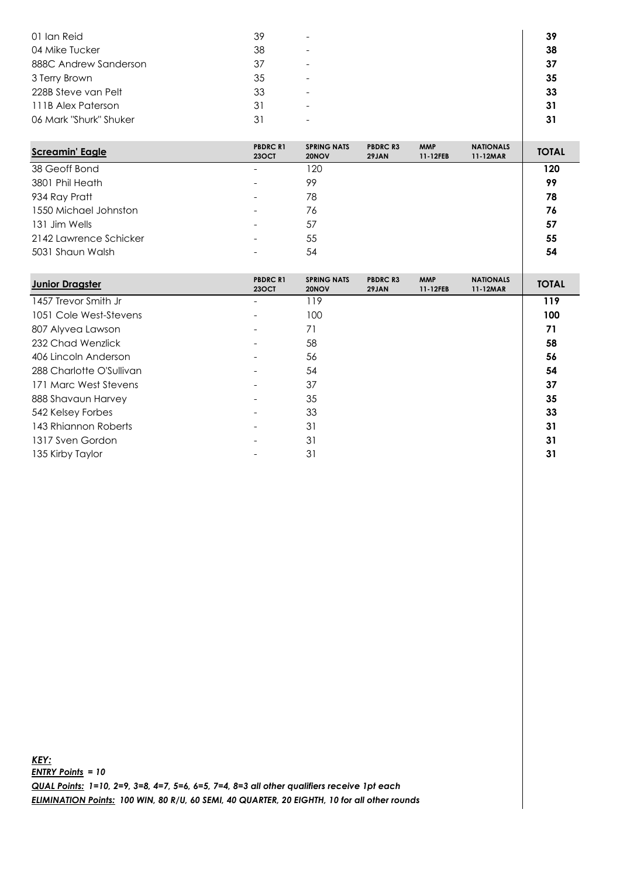| | | | | | | | |
|---|---|---|---|---|---|---|---|
| 01 Ian Reid | 39 | - | | | | | **39** |
| 04 Mike Tucker | 38 | - | | | | | **38** |
| 888C Andrew Sanderson | 37 | - | | | | | **37** |
| 3 Terry Brown | 35 | - | | | | | **35** |
| 228B Steve van Pelt | 33 | - | | | | | **33** |
| 111B Alex Paterson | 31 | - | | | | | **31** |
| 06 Mark "Shurk" Shuker | 31 | - | | | | | **31** |

| **Screamin' Eagle** | **PBDRC R1 23OCT** | **SPRING NATS 20NOV** | **PBDRC R3 29JAN** | **MMP 11-12FEB** | **NATIONALS 11-12MAR** | **TOTAL** |
|---|---|---|---|---|---|---|
| 38 Geoff Bond | - | 120 | | | | **120** |
| 3801 Phil Heath | - | 99 | | | | **99** |
| 934 Ray Pratt | - | 78 | | | | **78** |
| 1550 Michael Johnston | - | 76 | | | | **76** |
| 131 Jim Wells | - | 57 | | | | **57** |
| 2142 Lawrence Schicker | - | 55 | | | | **55** |
| 5031 Shaun Walsh | - | 54 | | | | **54** |

| **Junior Dragster** | **PBDRC R1 23OCT** | **SPRING NATS 20NOV** | **PBDRC R3 29JAN** | **MMP 11-12FEB** | **NATIONALS 11-12MAR** | **TOTAL** |
|---|---|---|---|---|---|---|
| 1457 Trevor Smith Jr | - | 119 | | | | **119** |
| 1051 Cole West-Stevens | - | 100 | | | | **100** |
| 807 Alyvea Lawson | - | 71 | | | | **71** |
| 232 Chad Wenzlick | - | 58 | | | | **58** |
| 406 Lincoln Anderson | - | 56 | | | | **56** |
| 288 Charlotte O'Sullivan | - | 54 | | | | **54** |
| 171 Marc West Stevens | - | 37 | | | | **37** |
| 888 Shavaun Harvey | - | 35 | | | | **35** |
| 542 Kelsey Forbes | - | 33 | | | | **33** |
| 143 Rhiannon Roberts | - | 31 | | | | **31** |
| 1317 Sven Gordon | - | 31 | | | | **31** |
| 135 Kirby Taylor | - | 31 | | | | **31** |

***KEY:***

***ENTRY Points = 10***

***QUAL Points: 1=10, 2=9, 3=8, 4=7, 5=6, 6=5, 7=4, 8=3 all other qualifiers receive 1pt each***

***ELIMINATION Points: 100 WIN, 80 R/U, 60 SEMI, 40 QUARTER, 20 EIGHTH, 10 for all other rounds***